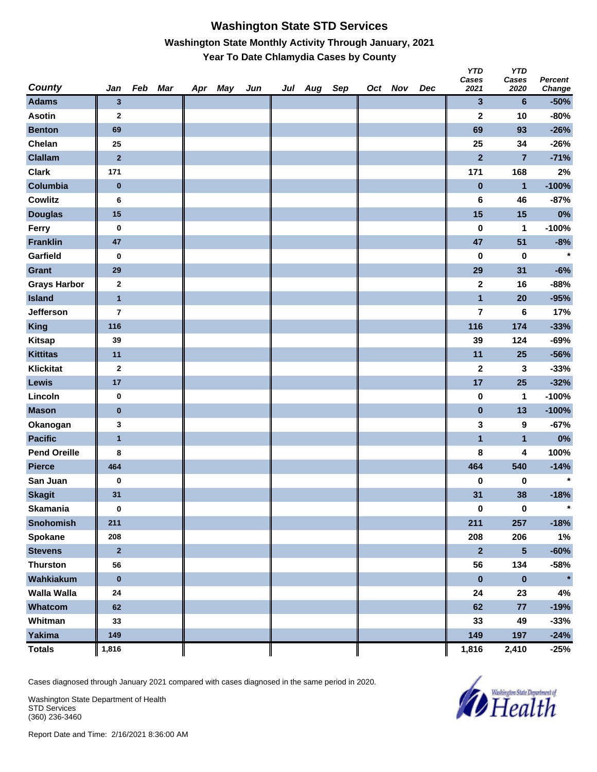# Washington State STD Services

## Washington State Monthly Activity Through January, 2021

### Year To Date Chlamydia Cases by County

| County | Jan | Feb | Mar | Apr | May | Jun | Jul | Aug | Sep | Oct | Nov | Dec | YTD Cases 2021 | YTD Cases 2020 | Percent Change |
|---|---|---|---|---|---|---|---|---|---|---|---|---|---|---|---|
| Adams | 3 | | | | | | | | | | | | 3 | 6 | -50% |
| Asotin | 2 | | | | | | | | | | | | 2 | 10 | -80% |
| Benton | 69 | | | | | | | | | | | | 69 | 93 | -26% |
| Chelan | 25 | | | | | | | | | | | | 25 | 34 | -26% |
| Clallam | 2 | | | | | | | | | | | | 2 | 7 | -71% |
| Clark | 171 | | | | | | | | | | | | 171 | 168 | 2% |
| Columbia | 0 | | | | | | | | | | | | 0 | 1 | -100% |
| Cowlitz | 6 | | | | | | | | | | | | 6 | 46 | -87% |
| Douglas | 15 | | | | | | | | | | | | 15 | 15 | 0% |
| Ferry | 0 | | | | | | | | | | | | 0 | 1 | -100% |
| Franklin | 47 | | | | | | | | | | | | 47 | 51 | -8% |
| Garfield | 0 | | | | | | | | | | | | 0 | 0 | * |
| Grant | 29 | | | | | | | | | | | | 29 | 31 | -6% |
| Grays Harbor | 2 | | | | | | | | | | | | 2 | 16 | -88% |
| Island | 1 | | | | | | | | | | | | 1 | 20 | -95% |
| Jefferson | 7 | | | | | | | | | | | | 7 | 6 | 17% |
| King | 116 | | | | | | | | | | | | 116 | 174 | -33% |
| Kitsap | 39 | | | | | | | | | | | | 39 | 124 | -69% |
| Kittitas | 11 | | | | | | | | | | | | 11 | 25 | -56% |
| Klickitat | 2 | | | | | | | | | | | | 2 | 3 | -33% |
| Lewis | 17 | | | | | | | | | | | | 17 | 25 | -32% |
| Lincoln | 0 | | | | | | | | | | | | 0 | 1 | -100% |
| Mason | 0 | | | | | | | | | | | | 0 | 13 | -100% |
| Okanogan | 3 | | | | | | | | | | | | 3 | 9 | -67% |
| Pacific | 1 | | | | | | | | | | | | 1 | 1 | 0% |
| Pend Oreille | 8 | | | | | | | | | | | | 8 | 4 | 100% |
| Pierce | 464 | | | | | | | | | | | | 464 | 540 | -14% |
| San Juan | 0 | | | | | | | | | | | | 0 | 0 | * |
| Skagit | 31 | | | | | | | | | | | | 31 | 38 | -18% |
| Skamania | 0 | | | | | | | | | | | | 0 | 0 | * |
| Snohomish | 211 | | | | | | | | | | | | 211 | 257 | -18% |
| Spokane | 208 | | | | | | | | | | | | 208 | 206 | 1% |
| Stevens | 2 | | | | | | | | | | | | 2 | 5 | -60% |
| Thurston | 56 | | | | | | | | | | | | 56 | 134 | -58% |
| Wahkiakum | 0 | | | | | | | | | | | | 0 | 0 | * |
| Walla Walla | 24 | | | | | | | | | | | | 24 | 23 | 4% |
| Whatcom | 62 | | | | | | | | | | | | 62 | 77 | -19% |
| Whitman | 33 | | | | | | | | | | | | 33 | 49 | -33% |
| Yakima | 149 | | | | | | | | | | | | 149 | 197 | -24% |
| Totals | 1,816 | | | | | | | | | | | | 1,816 | 2,410 | -25% |

Cases diagnosed through January 2021 compared with cases diagnosed in the same period in 2020.

Washington State Department of Health
STD Services
(360) 236-3460

Report Date and Time: 2/16/2021 8:36:00 AM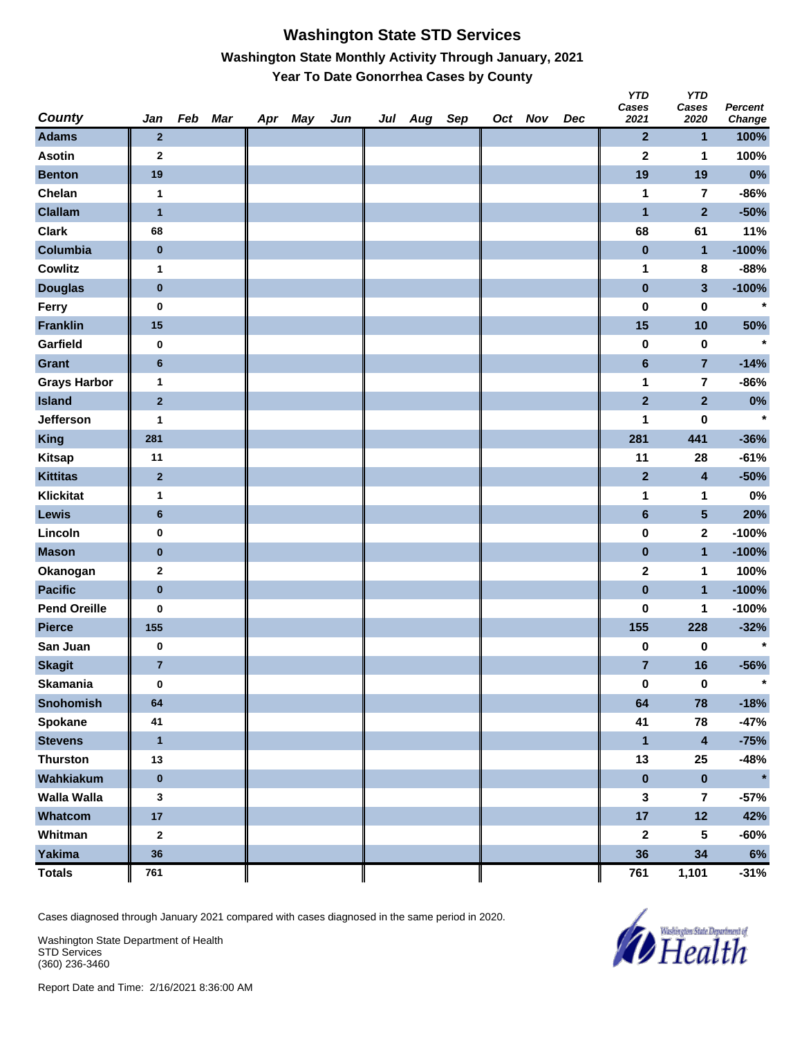# Washington State STD Services

## Washington State Monthly Activity Through January, 2021

### Year To Date Gonorrhea Cases by County

| County | Jan | Feb | Mar | Apr | May | Jun | Jul | Aug | Sep | Oct | Nov | Dec | YTD Cases 2021 | YTD Cases 2020 | Percent Change |
|---|---|---|---|---|---|---|---|---|---|---|---|---|---|---|---|
| Adams | 2 | | | | | | | | | | | | 2 | 1 | 100% |
| Asotin | 2 | | | | | | | | | | | | 2 | 1 | 100% |
| Benton | 19 | | | | | | | | | | | | 19 | 19 | 0% |
| Chelan | 1 | | | | | | | | | | | | 1 | 7 | -86% |
| Clallam | 1 | | | | | | | | | | | | 1 | 2 | -50% |
| Clark | 68 | | | | | | | | | | | | 68 | 61 | 11% |
| Columbia | 0 | | | | | | | | | | | | 0 | 1 | -100% |
| Cowlitz | 1 | | | | | | | | | | | | 1 | 8 | -88% |
| Douglas | 0 | | | | | | | | | | | | 0 | 3 | -100% |
| Ferry | 0 | | | | | | | | | | | | 0 | 0 | * |
| Franklin | 15 | | | | | | | | | | | | 15 | 10 | 50% |
| Garfield | 0 | | | | | | | | | | | | 0 | 0 | * |
| Grant | 6 | | | | | | | | | | | | 6 | 7 | -14% |
| Grays Harbor | 1 | | | | | | | | | | | | 1 | 7 | -86% |
| Island | 2 | | | | | | | | | | | | 2 | 2 | 0% |
| Jefferson | 1 | | | | | | | | | | | | 1 | 0 | * |
| King | 281 | | | | | | | | | | | | 281 | 441 | -36% |
| Kitsap | 11 | | | | | | | | | | | | 11 | 28 | -61% |
| Kittitas | 2 | | | | | | | | | | | | 2 | 4 | -50% |
| Klickitat | 1 | | | | | | | | | | | | 1 | 1 | 0% |
| Lewis | 6 | | | | | | | | | | | | 6 | 5 | 20% |
| Lincoln | 0 | | | | | | | | | | | | 0 | 2 | -100% |
| Mason | 0 | | | | | | | | | | | | 0 | 1 | -100% |
| Okanogan | 2 | | | | | | | | | | | | 2 | 1 | 100% |
| Pacific | 0 | | | | | | | | | | | | 0 | 1 | -100% |
| Pend Oreille | 0 | | | | | | | | | | | | 0 | 1 | -100% |
| Pierce | 155 | | | | | | | | | | | | 155 | 228 | -32% |
| San Juan | 0 | | | | | | | | | | | | 0 | 0 | * |
| Skagit | 7 | | | | | | | | | | | | 7 | 16 | -56% |
| Skamania | 0 | | | | | | | | | | | | 0 | 0 | * |
| Snohomish | 64 | | | | | | | | | | | | 64 | 78 | -18% |
| Spokane | 41 | | | | | | | | | | | | 41 | 78 | -47% |
| Stevens | 1 | | | | | | | | | | | | 1 | 4 | -75% |
| Thurston | 13 | | | | | | | | | | | | 13 | 25 | -48% |
| Wahkiakum | 0 | | | | | | | | | | | | 0 | 0 | * |
| Walla Walla | 3 | | | | | | | | | | | | 3 | 7 | -57% |
| Whatcom | 17 | | | | | | | | | | | | 17 | 12 | 42% |
| Whitman | 2 | | | | | | | | | | | | 2 | 5 | -60% |
| Yakima | 36 | | | | | | | | | | | | 36 | 34 | 6% |
| **Totals** | 761 | | | | | | | | | | | | 761 | 1,101 | -31% |

Cases diagnosed through January 2021 compared with cases diagnosed in the same period in 2020.

Washington State Department of Health
STD Services
(360) 236-3460

Report Date and Time: 2/16/2021 8:36:00 AM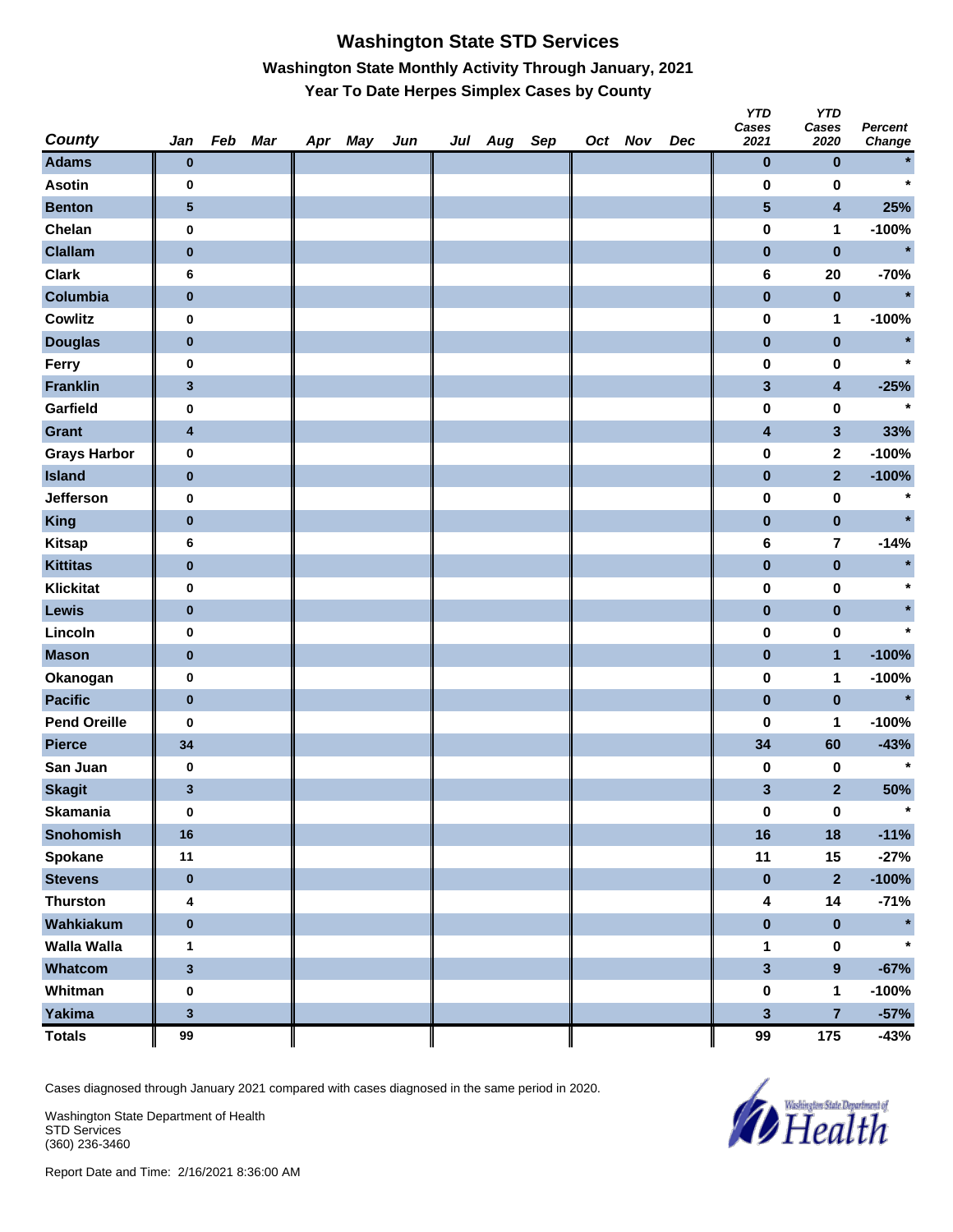# Washington State STD Services

## Washington State Monthly Activity Through January, 2021

### Year To Date Herpes Simplex Cases by County

| County | Jan | Feb | Mar | Apr | May | Jun | Jul | Aug | Sep | Oct | Nov | Dec | YTD Cases 2021 | YTD Cases 2020 | Percent Change |
|---|---|---|---|---|---|---|---|---|---|---|---|---|---|---|---|
| Adams | 0 | | | | | | | | | | | | 0 | 0 | * |
| Asotin | 0 | | | | | | | | | | | | 0 | 0 | * |
| Benton | 5 | | | | | | | | | | | | 5 | 4 | 25% |
| Chelan | 0 | | | | | | | | | | | | 0 | 1 | -100% |
| Clallam | 0 | | | | | | | | | | | | 0 | 0 | * |
| Clark | 6 | | | | | | | | | | | | 6 | 20 | -70% |
| Columbia | 0 | | | | | | | | | | | | 0 | 0 | * |
| Cowlitz | 0 | | | | | | | | | | | | 0 | 1 | -100% |
| Douglas | 0 | | | | | | | | | | | | 0 | 0 | * |
| Ferry | 0 | | | | | | | | | | | | 0 | 0 | * |
| Franklin | 3 | | | | | | | | | | | | 3 | 4 | -25% |
| Garfield | 0 | | | | | | | | | | | | 0 | 0 | * |
| Grant | 4 | | | | | | | | | | | | 4 | 3 | 33% |
| Grays Harbor | 0 | | | | | | | | | | | | 0 | 2 | -100% |
| Island | 0 | | | | | | | | | | | | 0 | 2 | -100% |
| Jefferson | 0 | | | | | | | | | | | | 0 | 0 | * |
| King | 0 | | | | | | | | | | | | 0 | 0 | * |
| Kitsap | 6 | | | | | | | | | | | | 6 | 7 | -14% |
| Kittitas | 0 | | | | | | | | | | | | 0 | 0 | * |
| Klickitat | 0 | | | | | | | | | | | | 0 | 0 | * |
| Lewis | 0 | | | | | | | | | | | | 0 | 0 | * |
| Lincoln | 0 | | | | | | | | | | | | 0 | 0 | * |
| Mason | 0 | | | | | | | | | | | | 0 | 1 | -100% |
| Okanogan | 0 | | | | | | | | | | | | 0 | 1 | -100% |
| Pacific | 0 | | | | | | | | | | | | 0 | 0 | * |
| Pend Oreille | 0 | | | | | | | | | | | | 0 | 1 | -100% |
| Pierce | 34 | | | | | | | | | | | | 34 | 60 | -43% |
| San Juan | 0 | | | | | | | | | | | | 0 | 0 | * |
| Skagit | 3 | | | | | | | | | | | | 3 | 2 | 50% |
| Skamania | 0 | | | | | | | | | | | | 0 | 0 | * |
| Snohomish | 16 | | | | | | | | | | | | 16 | 18 | -11% |
| Spokane | 11 | | | | | | | | | | | | 11 | 15 | -27% |
| Stevens | 0 | | | | | | | | | | | | 0 | 2 | -100% |
| Thurston | 4 | | | | | | | | | | | | 4 | 14 | -71% |
| Wahkiakum | 0 | | | | | | | | | | | | 0 | 0 | * |
| Walla Walla | 1 | | | | | | | | | | | | 1 | 0 | * |
| Whatcom | 3 | | | | | | | | | | | | 3 | 9 | -67% |
| Whitman | 0 | | | | | | | | | | | | 0 | 1 | -100% |
| Yakima | 3 | | | | | | | | | | | | 3 | 7 | -57% |
| **Totals** | 99 | | | | | | | | | | | | 99 | 175 | -43% |

Cases diagnosed through January 2021 compared with cases diagnosed in the same period in 2020.

Washington State Department of Health
STD Services
(360) 236-3460

Report Date and Time: 2/16/2021 8:36:00 AM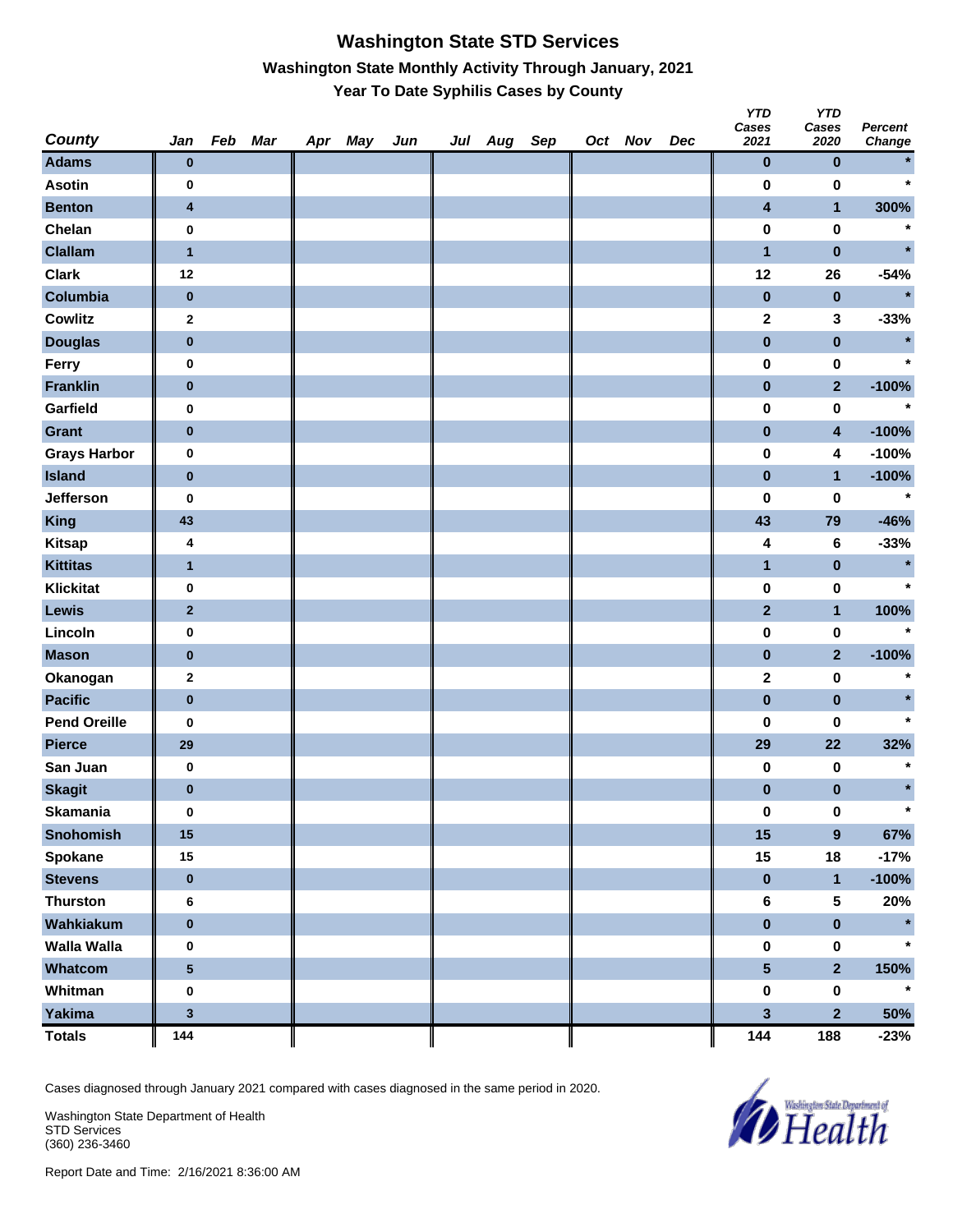# Washington State STD Services

## Washington State Monthly Activity Through January, 2021

### Year To Date Syphilis Cases by County

| County | Jan | Feb | Mar | Apr | May | Jun | Jul | Aug | Sep | Oct | Nov | Dec | YTD Cases 2021 | YTD Cases 2020 | Percent Change |
|---|---|---|---|---|---|---|---|---|---|---|---|---|---|---|---|
| Adams | 0 | | | | | | | | | | | | 0 | 0 | * |
| Asotin | 0 | | | | | | | | | | | | 0 | 0 | * |
| Benton | 4 | | | | | | | | | | | | 4 | 1 | 300% |
| Chelan | 0 | | | | | | | | | | | | 0 | 0 | * |
| Clallam | 1 | | | | | | | | | | | | 1 | 0 | * |
| Clark | 12 | | | | | | | | | | | | 12 | 26 | -54% |
| Columbia | 0 | | | | | | | | | | | | 0 | 0 | * |
| Cowlitz | 2 | | | | | | | | | | | | 2 | 3 | -33% |
| Douglas | 0 | | | | | | | | | | | | 0 | 0 | * |
| Ferry | 0 | | | | | | | | | | | | 0 | 0 | * |
| Franklin | 0 | | | | | | | | | | | | 0 | 2 | -100% |
| Garfield | 0 | | | | | | | | | | | | 0 | 0 | * |
| Grant | 0 | | | | | | | | | | | | 0 | 4 | -100% |
| Grays Harbor | 0 | | | | | | | | | | | | 0 | 4 | -100% |
| Island | 0 | | | | | | | | | | | | 0 | 1 | -100% |
| Jefferson | 0 | | | | | | | | | | | | 0 | 0 | * |
| King | 43 | | | | | | | | | | | | 43 | 79 | -46% |
| Kitsap | 4 | | | | | | | | | | | | 4 | 6 | -33% |
| Kittitas | 1 | | | | | | | | | | | | 1 | 0 | * |
| Klickitat | 0 | | | | | | | | | | | | 0 | 0 | * |
| Lewis | 2 | | | | | | | | | | | | 2 | 1 | 100% |
| Lincoln | 0 | | | | | | | | | | | | 0 | 0 | * |
| Mason | 0 | | | | | | | | | | | | 0 | 2 | -100% |
| Okanogan | 2 | | | | | | | | | | | | 2 | 0 | * |
| Pacific | 0 | | | | | | | | | | | | 0 | 0 | * |
| Pend Oreille | 0 | | | | | | | | | | | | 0 | 0 | * |
| Pierce | 29 | | | | | | | | | | | | 29 | 22 | 32% |
| San Juan | 0 | | | | | | | | | | | | 0 | 0 | * |
| Skagit | 0 | | | | | | | | | | | | 0 | 0 | * |
| Skamania | 0 | | | | | | | | | | | | 0 | 0 | * |
| Snohomish | 15 | | | | | | | | | | | | 15 | 9 | 67% |
| Spokane | 15 | | | | | | | | | | | | 15 | 18 | -17% |
| Stevens | 0 | | | | | | | | | | | | 0 | 1 | -100% |
| Thurston | 6 | | | | | | | | | | | | 6 | 5 | 20% |
| Wahkiakum | 0 | | | | | | | | | | | | 0 | 0 | * |
| Walla Walla | 0 | | | | | | | | | | | | 0 | 0 | * |
| Whatcom | 5 | | | | | | | | | | | | 5 | 2 | 150% |
| Whitman | 0 | | | | | | | | | | | | 0 | 0 | * |
| Yakima | 3 | | | | | | | | | | | | 3 | 2 | 50% |
| **Totals** | 144 | | | | | | | | | | | | 144 | 188 | -23% |

Cases diagnosed through January 2021 compared with cases diagnosed in the same period in 2020.

Washington State Department of Health
STD Services
(360) 236-3460

Report Date and Time: 2/16/2021 8:36:00 AM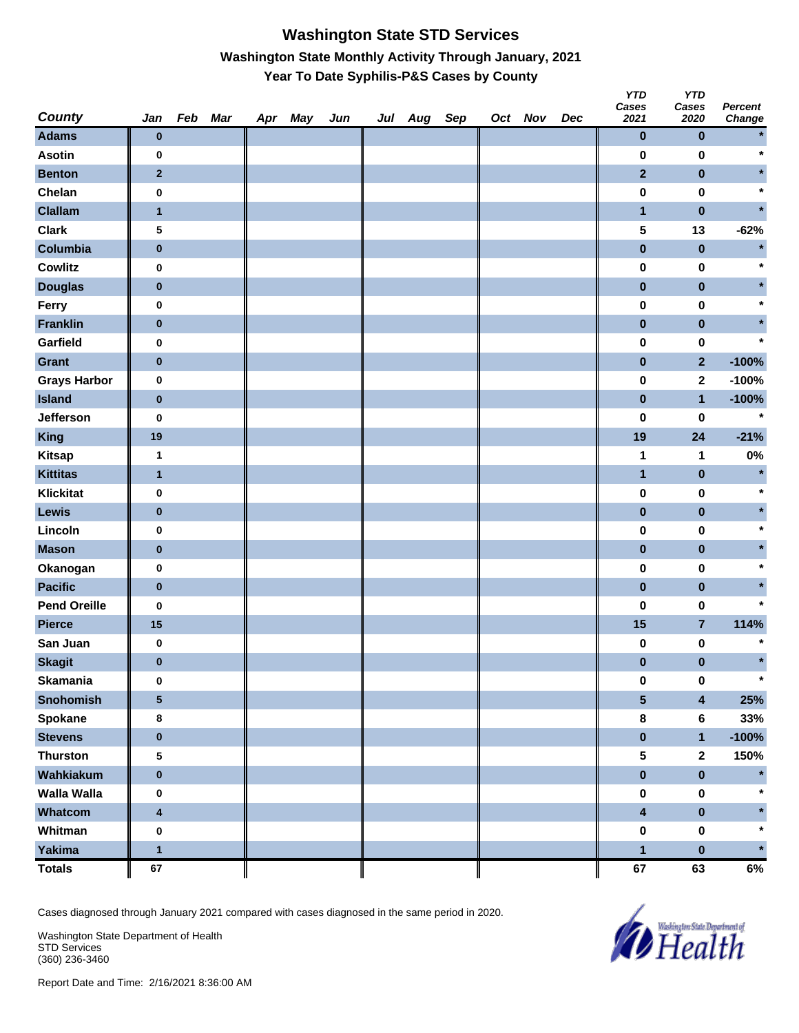# Washington State STD Services

## Washington State Monthly Activity Through January, 2021

### Year To Date Syphilis-P&S Cases by County

| County | Jan | Feb | Mar | Apr | May | Jun | Jul | Aug | Sep | Oct | Nov | Dec | YTD Cases 2021 | YTD Cases 2020 | Percent Change |
|---|---|---|---|---|---|---|---|---|---|---|---|---|---|---|---|
| Adams | 0 | | | | | | | | | | | | 0 | 0 | * |
| Asotin | 0 | | | | | | | | | | | | 0 | 0 | * |
| Benton | 2 | | | | | | | | | | | | 2 | 0 | * |
| Chelan | 0 | | | | | | | | | | | | 0 | 0 | * |
| Clallam | 1 | | | | | | | | | | | | 1 | 0 | * |
| Clark | 5 | | | | | | | | | | | | 5 | 13 | -62% |
| Columbia | 0 | | | | | | | | | | | | 0 | 0 | * |
| Cowlitz | 0 | | | | | | | | | | | | 0 | 0 | * |
| Douglas | 0 | | | | | | | | | | | | 0 | 0 | * |
| Ferry | 0 | | | | | | | | | | | | 0 | 0 | * |
| Franklin | 0 | | | | | | | | | | | | 0 | 0 | * |
| Garfield | 0 | | | | | | | | | | | | 0 | 0 | * |
| Grant | 0 | | | | | | | | | | | | 0 | 2 | -100% |
| Grays Harbor | 0 | | | | | | | | | | | | 0 | 2 | -100% |
| Island | 0 | | | | | | | | | | | | 0 | 1 | -100% |
| Jefferson | 0 | | | | | | | | | | | | 0 | 0 | * |
| King | 19 | | | | | | | | | | | | 19 | 24 | -21% |
| Kitsap | 1 | | | | | | | | | | | | 1 | 1 | 0% |
| Kittitas | 1 | | | | | | | | | | | | 1 | 0 | * |
| Klickitat | 0 | | | | | | | | | | | | 0 | 0 | * |
| Lewis | 0 | | | | | | | | | | | | 0 | 0 | * |
| Lincoln | 0 | | | | | | | | | | | | 0 | 0 | * |
| Mason | 0 | | | | | | | | | | | | 0 | 0 | * |
| Okanogan | 0 | | | | | | | | | | | | 0 | 0 | * |
| Pacific | 0 | | | | | | | | | | | | 0 | 0 | * |
| Pend Oreille | 0 | | | | | | | | | | | | 0 | 0 | * |
| Pierce | 15 | | | | | | | | | | | | 15 | 7 | 114% |
| San Juan | 0 | | | | | | | | | | | | 0 | 0 | * |
| Skagit | 0 | | | | | | | | | | | | 0 | 0 | * |
| Skamania | 0 | | | | | | | | | | | | 0 | 0 | * |
| Snohomish | 5 | | | | | | | | | | | | 5 | 4 | 25% |
| Spokane | 8 | | | | | | | | | | | | 8 | 6 | 33% |
| Stevens | 0 | | | | | | | | | | | | 0 | 1 | -100% |
| Thurston | 5 | | | | | | | | | | | | 5 | 2 | 150% |
| Wahkiakum | 0 | | | | | | | | | | | | 0 | 0 | * |
| Walla Walla | 0 | | | | | | | | | | | | 0 | 0 | * |
| Whatcom | 4 | | | | | | | | | | | | 4 | 0 | * |
| Whitman | 0 | | | | | | | | | | | | 0 | 0 | * |
| Yakima | 1 | | | | | | | | | | | | 1 | 0 | * |
| Totals | 67 | | | | | | | | | | | | 67 | 63 | 6% |

Cases diagnosed through January 2021 compared with cases diagnosed in the same period in 2020.

Washington State Department of Health
STD Services
(360) 236-3460

Report Date and Time: 2/16/2021 8:36:00 AM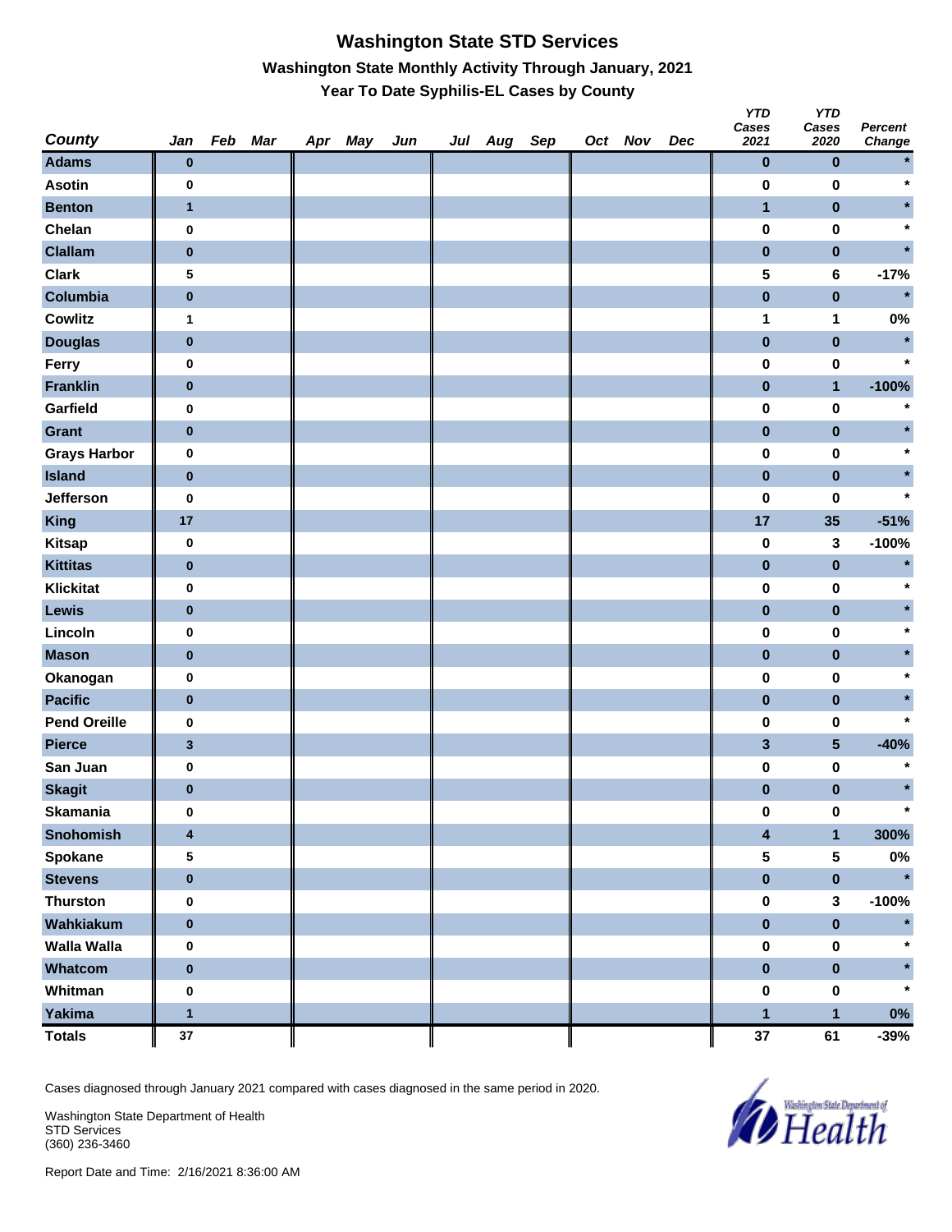# Washington State STD Services

## Washington State Monthly Activity Through January, 2021

### Year To Date Syphilis-EL Cases by County

| County | Jan | Feb | Mar | Apr | May | Jun | Jul | Aug | Sep | Oct | Nov | Dec | YTD Cases 2021 | YTD Cases 2020 | Percent Change |
|---|---|---|---|---|---|---|---|---|---|---|---|---|---|---|---|
| Adams | 0 | | | | | | | | | | | | 0 | 0 | * |
| Asotin | 0 | | | | | | | | | | | | 0 | 0 | * |
| Benton | 1 | | | | | | | | | | | | 1 | 0 | * |
| Chelan | 0 | | | | | | | | | | | | 0 | 0 | * |
| Clallam | 0 | | | | | | | | | | | | 0 | 0 | * |
| Clark | 5 | | | | | | | | | | | | 5 | 6 | -17% |
| Columbia | 0 | | | | | | | | | | | | 0 | 0 | * |
| Cowlitz | 1 | | | | | | | | | | | | 1 | 1 | 0% |
| Douglas | 0 | | | | | | | | | | | | 0 | 0 | * |
| Ferry | 0 | | | | | | | | | | | | 0 | 0 | * |
| Franklin | 0 | | | | | | | | | | | | 0 | 1 | -100% |
| Garfield | 0 | | | | | | | | | | | | 0 | 0 | * |
| Grant | 0 | | | | | | | | | | | | 0 | 0 | * |
| Grays Harbor | 0 | | | | | | | | | | | | 0 | 0 | * |
| Island | 0 | | | | | | | | | | | | 0 | 0 | * |
| Jefferson | 0 | | | | | | | | | | | | 0 | 0 | * |
| King | 17 | | | | | | | | | | | | 17 | 35 | -51% |
| Kitsap | 0 | | | | | | | | | | | | 0 | 3 | -100% |
| Kittitas | 0 | | | | | | | | | | | | 0 | 0 | * |
| Klickitat | 0 | | | | | | | | | | | | 0 | 0 | * |
| Lewis | 0 | | | | | | | | | | | | 0 | 0 | * |
| Lincoln | 0 | | | | | | | | | | | | 0 | 0 | * |
| Mason | 0 | | | | | | | | | | | | 0 | 0 | * |
| Okanogan | 0 | | | | | | | | | | | | 0 | 0 | * |
| Pacific | 0 | | | | | | | | | | | | 0 | 0 | * |
| Pend Oreille | 0 | | | | | | | | | | | | 0 | 0 | * |
| Pierce | 3 | | | | | | | | | | | | 3 | 5 | -40% |
| San Juan | 0 | | | | | | | | | | | | 0 | 0 | * |
| Skagit | 0 | | | | | | | | | | | | 0 | 0 | * |
| Skamania | 0 | | | | | | | | | | | | 0 | 0 | * |
| Snohomish | 4 | | | | | | | | | | | | 4 | 1 | 300% |
| Spokane | 5 | | | | | | | | | | | | 5 | 5 | 0% |
| Stevens | 0 | | | | | | | | | | | | 0 | 0 | * |
| Thurston | 0 | | | | | | | | | | | | 0 | 3 | -100% |
| Wahkiakum | 0 | | | | | | | | | | | | 0 | 0 | * |
| Walla Walla | 0 | | | | | | | | | | | | 0 | 0 | * |
| Whatcom | 0 | | | | | | | | | | | | 0 | 0 | * |
| Whitman | 0 | | | | | | | | | | | | 0 | 0 | * |
| Yakima | 1 | | | | | | | | | | | | 1 | 1 | 0% |
| Totals | 37 | | | | | | | | | | | | 37 | 61 | -39% |

Cases diagnosed through January 2021 compared with cases diagnosed in the same period in 2020.

Washington State Department of Health
STD Services
(360) 236-3460

Report Date and Time: 2/16/2021 8:36:00 AM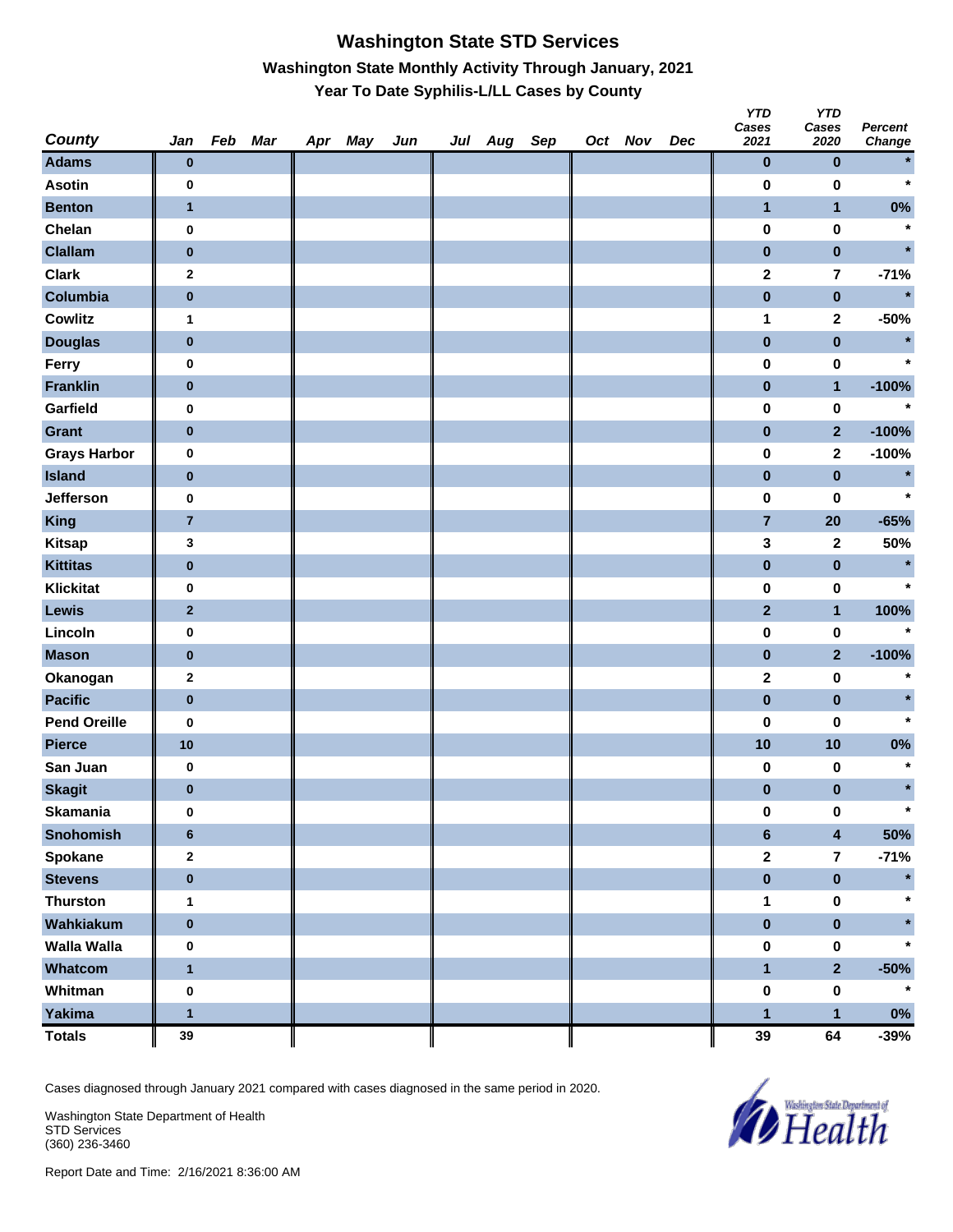# Washington State STD Services

## Washington State Monthly Activity Through January, 2021

### Year To Date Syphilis-L/LL Cases by County

| County | Jan | Feb | Mar | Apr | May | Jun | Jul | Aug | Sep | Oct | Nov | Dec | YTD Cases 2021 | YTD Cases 2020 | Percent Change |
|---|---|---|---|---|---|---|---|---|---|---|---|---|---|---|---|
| Adams | 0 | | | | | | | | | | | | 0 | 0 | * |
| Asotin | 0 | | | | | | | | | | | | 0 | 0 | * |
| Benton | 1 | | | | | | | | | | | | 1 | 1 | 0% |
| Chelan | 0 | | | | | | | | | | | | 0 | 0 | * |
| Clallam | 0 | | | | | | | | | | | | 0 | 0 | * |
| Clark | 2 | | | | | | | | | | | | 2 | 7 | -71% |
| Columbia | 0 | | | | | | | | | | | | 0 | 0 | * |
| Cowlitz | 1 | | | | | | | | | | | | 1 | 2 | -50% |
| Douglas | 0 | | | | | | | | | | | | 0 | 0 | * |
| Ferry | 0 | | | | | | | | | | | | 0 | 0 | * |
| Franklin | 0 | | | | | | | | | | | | 0 | 1 | -100% |
| Garfield | 0 | | | | | | | | | | | | 0 | 0 | * |
| Grant | 0 | | | | | | | | | | | | 0 | 2 | -100% |
| Grays Harbor | 0 | | | | | | | | | | | | 0 | 2 | -100% |
| Island | 0 | | | | | | | | | | | | 0 | 0 | * |
| Jefferson | 0 | | | | | | | | | | | | 0 | 0 | * |
| King | 7 | | | | | | | | | | | | 7 | 20 | -65% |
| Kitsap | 3 | | | | | | | | | | | | 3 | 2 | 50% |
| Kittitas | 0 | | | | | | | | | | | | 0 | 0 | * |
| Klickitat | 0 | | | | | | | | | | | | 0 | 0 | * |
| Lewis | 2 | | | | | | | | | | | | 2 | 1 | 100% |
| Lincoln | 0 | | | | | | | | | | | | 0 | 0 | * |
| Mason | 0 | | | | | | | | | | | | 0 | 2 | -100% |
| Okanogan | 2 | | | | | | | | | | | | 2 | 0 | * |
| Pacific | 0 | | | | | | | | | | | | 0 | 0 | * |
| Pend Oreille | 0 | | | | | | | | | | | | 0 | 0 | * |
| Pierce | 10 | | | | | | | | | | | | 10 | 10 | 0% |
| San Juan | 0 | | | | | | | | | | | | 0 | 0 | * |
| Skagit | 0 | | | | | | | | | | | | 0 | 0 | * |
| Skamania | 0 | | | | | | | | | | | | 0 | 0 | * |
| Snohomish | 6 | | | | | | | | | | | | 6 | 4 | 50% |
| Spokane | 2 | | | | | | | | | | | | 2 | 7 | -71% |
| Stevens | 0 | | | | | | | | | | | | 0 | 0 | * |
| Thurston | 1 | | | | | | | | | | | | 1 | 0 | * |
| Wahkiakum | 0 | | | | | | | | | | | | 0 | 0 | * |
| Walla Walla | 0 | | | | | | | | | | | | 0 | 0 | * |
| Whatcom | 1 | | | | | | | | | | | | 1 | 2 | -50% |
| Whitman | 0 | | | | | | | | | | | | 0 | 0 | * |
| Yakima | 1 | | | | | | | | | | | | 1 | 1 | 0% |
| **Totals** | 39 | | | | | | | | | | | | 39 | 64 | -39% |

Cases diagnosed through January 2021 compared with cases diagnosed in the same period in 2020.

Washington State Department of Health
STD Services
(360) 236-3460

Report Date and Time: 2/16/2021 8:36:00 AM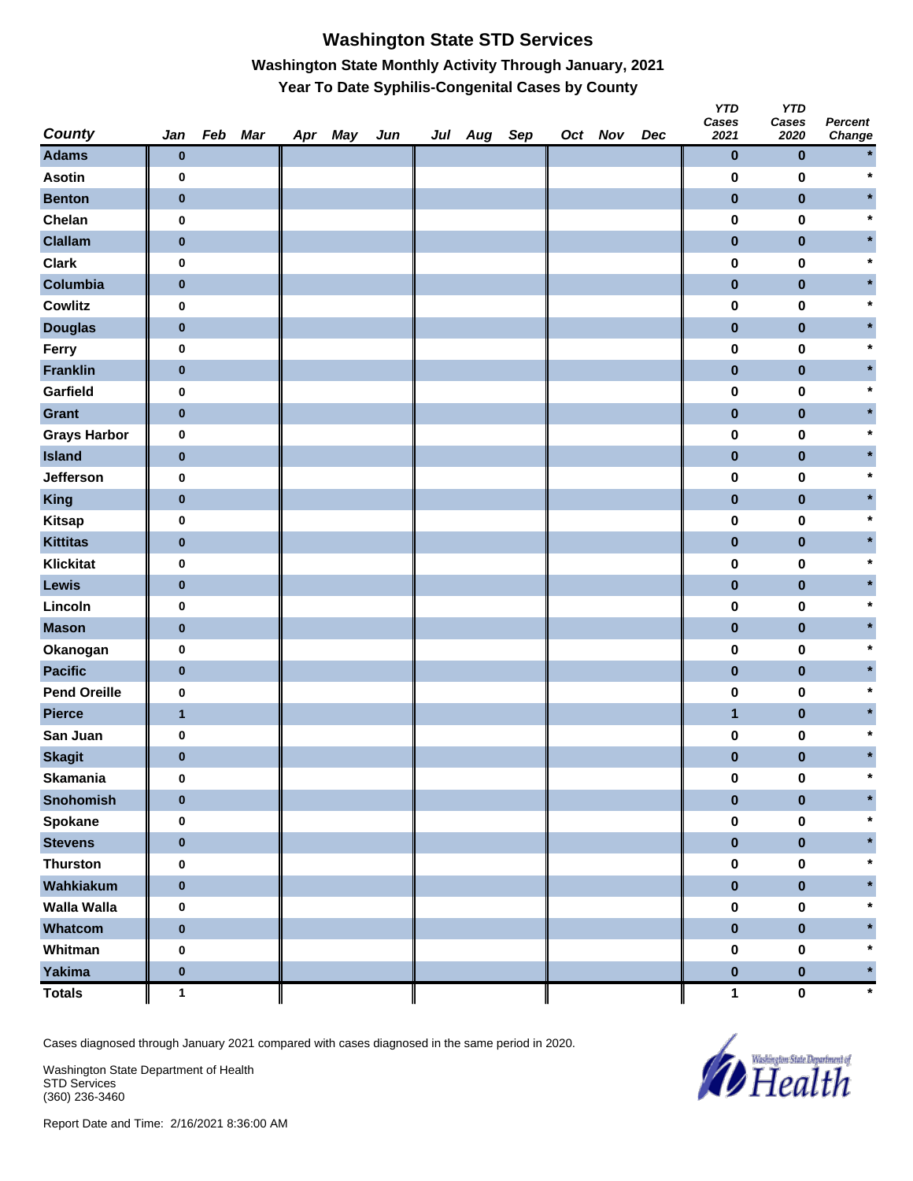# Washington State STD Services

## Washington State Monthly Activity Through January, 2021

### Year To Date Syphilis-Congenital Cases by County

| County | Jan | Feb | Mar | Apr | May | Jun | Jul | Aug | Sep | Oct | Nov | Dec | YTD Cases 2021 | YTD Cases 2020 | Percent Change |
|---|---|---|---|---|---|---|---|---|---|---|---|---|---|---|---|
| Adams | 0 | | | | | | | | | | | | 0 | 0 | * |
| Asotin | 0 | | | | | | | | | | | | 0 | 0 | * |
| Benton | 0 | | | | | | | | | | | | 0 | 0 | * |
| Chelan | 0 | | | | | | | | | | | | 0 | 0 | * |
| Clallam | 0 | | | | | | | | | | | | 0 | 0 | * |
| Clark | 0 | | | | | | | | | | | | 0 | 0 | * |
| Columbia | 0 | | | | | | | | | | | | 0 | 0 | * |
| Cowlitz | 0 | | | | | | | | | | | | 0 | 0 | * |
| Douglas | 0 | | | | | | | | | | | | 0 | 0 | * |
| Ferry | 0 | | | | | | | | | | | | 0 | 0 | * |
| Franklin | 0 | | | | | | | | | | | | 0 | 0 | * |
| Garfield | 0 | | | | | | | | | | | | 0 | 0 | * |
| Grant | 0 | | | | | | | | | | | | 0 | 0 | * |
| Grays Harbor | 0 | | | | | | | | | | | | 0 | 0 | * |
| Island | 0 | | | | | | | | | | | | 0 | 0 | * |
| Jefferson | 0 | | | | | | | | | | | | 0 | 0 | * |
| King | 0 | | | | | | | | | | | | 0 | 0 | * |
| Kitsap | 0 | | | | | | | | | | | | 0 | 0 | * |
| Kittitas | 0 | | | | | | | | | | | | 0 | 0 | * |
| Klickitat | 0 | | | | | | | | | | | | 0 | 0 | * |
| Lewis | 0 | | | | | | | | | | | | 0 | 0 | * |
| Lincoln | 0 | | | | | | | | | | | | 0 | 0 | * |
| Mason | 0 | | | | | | | | | | | | 0 | 0 | * |
| Okanogan | 0 | | | | | | | | | | | | 0 | 0 | * |
| Pacific | 0 | | | | | | | | | | | | 0 | 0 | * |
| Pend Oreille | 0 | | | | | | | | | | | | 0 | 0 | * |
| Pierce | 1 | | | | | | | | | | | | 1 | 0 | * |
| San Juan | 0 | | | | | | | | | | | | 0 | 0 | * |
| Skagit | 0 | | | | | | | | | | | | 0 | 0 | * |
| Skamania | 0 | | | | | | | | | | | | 0 | 0 | * |
| Snohomish | 0 | | | | | | | | | | | | 0 | 0 | * |
| Spokane | 0 | | | | | | | | | | | | 0 | 0 | * |
| Stevens | 0 | | | | | | | | | | | | 0 | 0 | * |
| Thurston | 0 | | | | | | | | | | | | 0 | 0 | * |
| Wahkiakum | 0 | | | | | | | | | | | | 0 | 0 | * |
| Walla Walla | 0 | | | | | | | | | | | | 0 | 0 | * |
| Whatcom | 0 | | | | | | | | | | | | 0 | 0 | * |
| Whitman | 0 | | | | | | | | | | | | 0 | 0 | * |
| Yakima | 0 | | | | | | | | | | | | 0 | 0 | * |
| Totals | 1 | | | | | | | | | | | | 1 | 0 | * |

Cases diagnosed through January 2021 compared with cases diagnosed in the same period in 2020.

Washington State Department of Health
STD Services
(360) 236-3460

Report Date and Time: 2/16/2021 8:36:00 AM